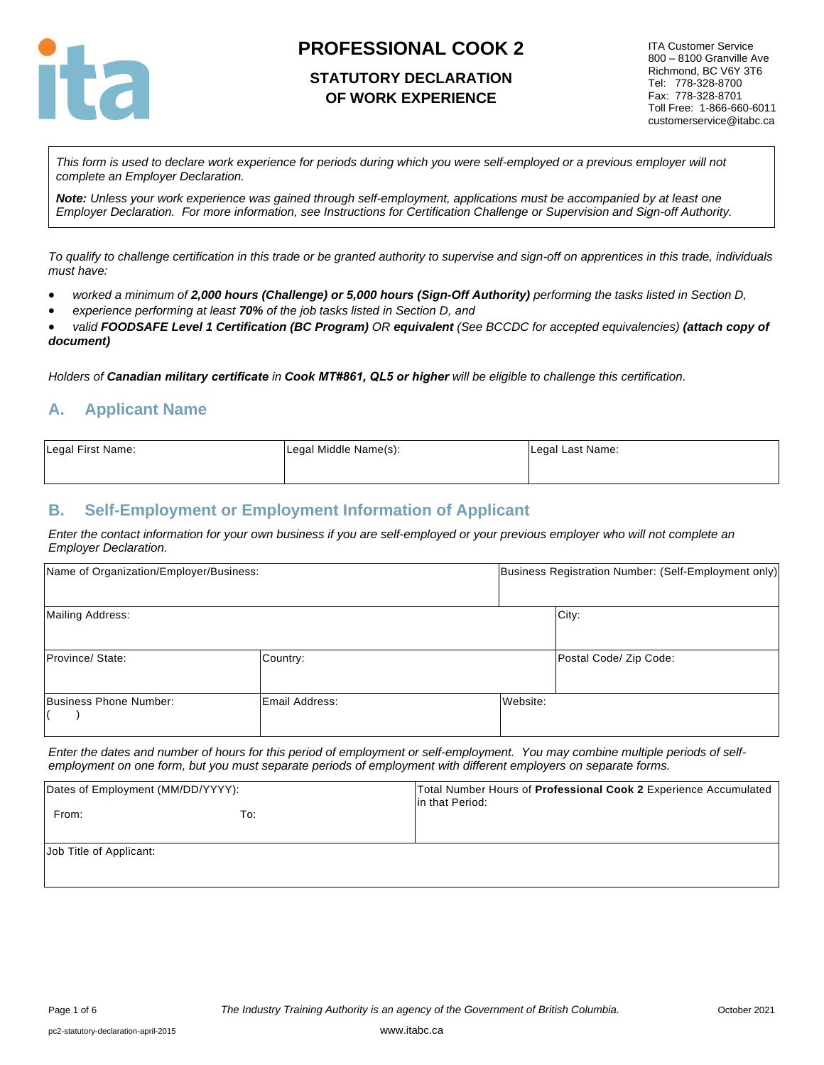# PROFESSIONAL COOK 2

## STATUTORY DECLARATION OF WORK EXPERIENCE

ITA Customer Service
800 – 8100 Granville Ave
Richmond, BC V6Y 3T6
Tel: 778-328-8700
Fax: 778-328-8701
Toll Free: 1-866-660-6011
customerservice@itabc.ca

*This form is used to declare work experience for periods during which you were self-employed or a previous employer will not complete an Employer Declaration.*

***Note:*** *Unless your work experience was gained through self-employment, applications must be accompanied by at least one Employer Declaration. For more information, see Instructions for Certification Challenge or Supervision and Sign-off Authority.*

*To qualify to challenge certification in this trade or be granted authority to supervise and sign-off on apprentices in this trade, individuals must have:*

- *worked a minimum of **2,000 hours (Challenge) or 5,000 hours (Sign-Off Authority)** performing the tasks listed in Section D,*
- *experience performing at least **70%** of the job tasks listed in Section D, and*
- *valid **FOODSAFE Level 1 Certification (BC Program)** OR **equivalent** (See BCCDC for accepted equivalencies) **(attach copy of document)***

*Holders of **Canadian military certificate** in **Cook MT#861, QL5 or higher** will be eligible to challenge this certification.*

## A. Applicant Name

| Legal First Name: | Legal Middle Name(s): | Legal Last Name: |
|---|---|---|
| | | |

## B. Self-Employment or Employment Information of Applicant

*Enter the contact information for your own business if you are self-employed or your previous employer who will not complete an Employer Declaration.*

| Name of Organization/Employer/Business: | | Business Registration Number: (Self-Employment only) |
|---|---|---|
| Mailing Address: | | City: |
| Province/ State: | Country: | Postal Code/ Zip Code: |
| Business Phone Number: ( ) | Email Address: | Website: |

*Enter the dates and number of hours for this period of employment or self-employment. You may combine multiple periods of self-employment on one form, but you must separate periods of employment with different employers on separate forms.*

| Dates of Employment (MM/DD/YYYY): From: To: | Total Number Hours of **Professional Cook 2** Experience Accumulated in that Period: |
|---|---|
| Job Title of Applicant: | |

*The Industry Training Authority is an agency of the Government of British Columbia.*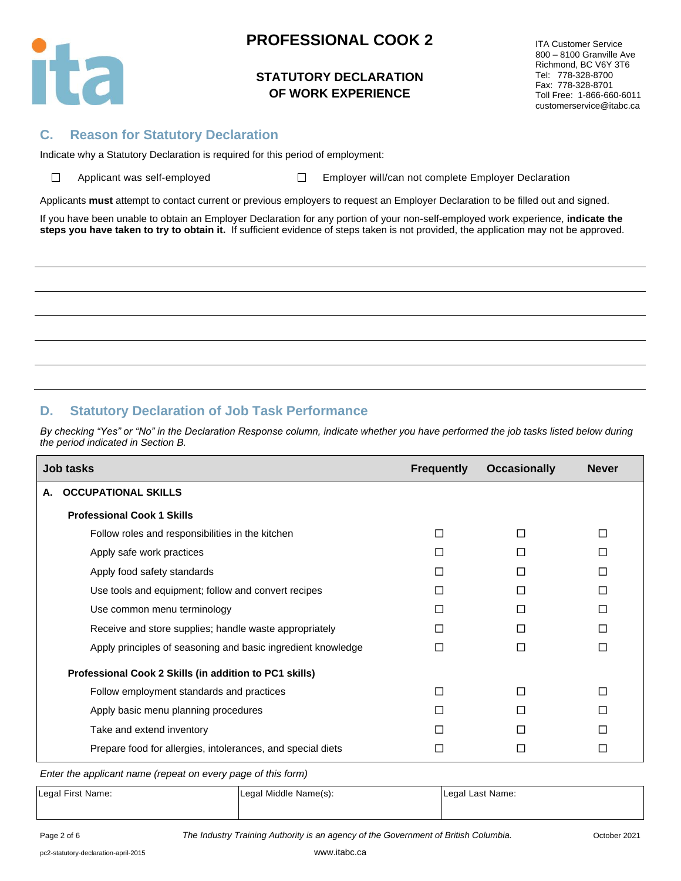# PROFESSIONAL COOK 2

## STATUTORY DECLARATION OF WORK EXPERIENCE

ITA Customer Service
800 – 8100 Granville Ave
Richmond, BC V6Y 3T6
Tel: 778-328-8700
Fax: 778-328-8701
Toll Free: 1-866-660-6011
customerservice@itabc.ca

## C. Reason for Statutory Declaration

Indicate why a Statutory Declaration is required for this period of employment:

☐ Applicant was self-employed ☐ Employer will/can not complete Employer Declaration

Applicants **must** attempt to contact current or previous employers to request an Employer Declaration to be filled out and signed.

If you have been unable to obtain an Employer Declaration for any portion of your non-self-employed work experience, **indicate the steps you have taken to try to obtain it.** If sufficient evidence of steps taken is not provided, the application may not be approved.

______________________________________________________________________

______________________________________________________________________

______________________________________________________________________

______________________________________________________________________

______________________________________________________________________

## D. Statutory Declaration of Job Task Performance

*By checking "Yes" or "No" in the Declaration Response column, indicate whether you have performed the job tasks listed below during the period indicated in Section B.*

| Job tasks | Frequently | Occasionally | Never |
|---|---|---|---|
| **A. OCCUPATIONAL SKILLS** | | | |
| **Professional Cook 1 Skills** | | | |
| Follow roles and responsibilities in the kitchen | ☐ | ☐ | ☐ |
| Apply safe work practices | ☐ | ☐ | ☐ |
| Apply food safety standards | ☐ | ☐ | ☐ |
| Use tools and equipment; follow and convert recipes | ☐ | ☐ | ☐ |
| Use common menu terminology | ☐ | ☐ | ☐ |
| Receive and store supplies; handle waste appropriately | ☐ | ☐ | ☐ |
| Apply principles of seasoning and basic ingredient knowledge | ☐ | ☐ | ☐ |
| **Professional Cook 2 Skills (in addition to PC1 skills)** | | | |
| Follow employment standards and practices | ☐ | ☐ | ☐ |
| Apply basic menu planning procedures | ☐ | ☐ | ☐ |
| Take and extend inventory | ☐ | ☐ | ☐ |
| Prepare food for allergies, intolerances, and special diets | ☐ | ☐ | ☐ |

*Enter the applicant name (repeat on every page of this form)*

| Legal First Name: | Legal Middle Name(s): | Legal Last Name: |
|---|---|---|
| | | |

*The Industry Training Authority is an agency of the Government of British Columbia.*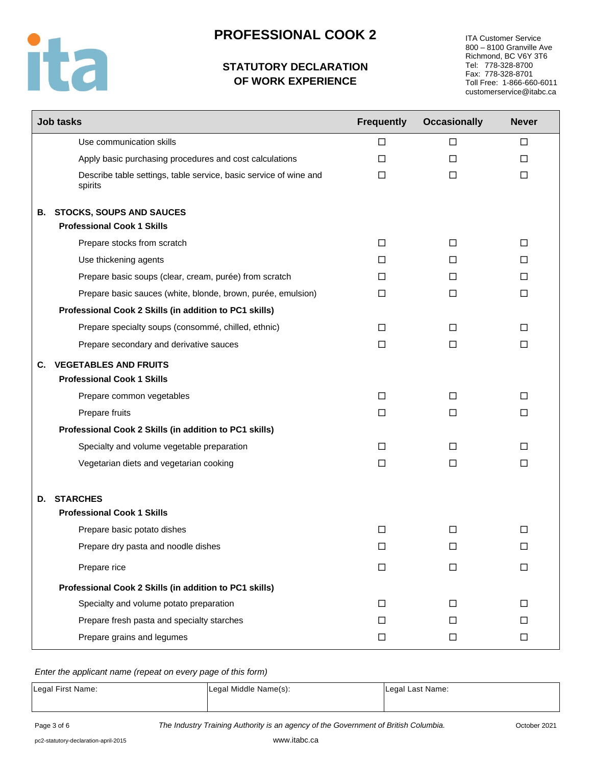# PROFESSIONAL COOK 2

## STATUTORY DECLARATION OF WORK EXPERIENCE

ITA Customer Service
800 – 8100 Granville Ave
Richmond, BC V6Y 3T6
Tel: 778-328-8700
Fax: 778-328-8701
Toll Free: 1-866-660-6011
customerservice@itabc.ca

| Job tasks | Frequently | Occasionally | Never |
|---|---|---|---|
| Use communication skills | ☐ | ☐ | ☐ |
| Apply basic purchasing procedures and cost calculations | ☐ | ☐ | ☐ |
| Describe table settings, table service, basic service of wine and spirits | ☐ | ☐ | ☐ |
| **B. STOCKS, SOUPS AND SAUCES** | | | |
| **Professional Cook 1 Skills** | | | |
| Prepare stocks from scratch | ☐ | ☐ | ☐ |
| Use thickening agents | ☐ | ☐ | ☐ |
| Prepare basic soups (clear, cream, purée) from scratch | ☐ | ☐ | ☐ |
| Prepare basic sauces (white, blonde, brown, purée, emulsion) | ☐ | ☐ | ☐ |
| **Professional Cook 2 Skills (in addition to PC1 skills)** | | | |
| Prepare specialty soups (consommé, chilled, ethnic) | ☐ | ☐ | ☐ |
| Prepare secondary and derivative sauces | ☐ | ☐ | ☐ |
| **C. VEGETABLES AND FRUITS** | | | |
| **Professional Cook 1 Skills** | | | |
| Prepare common vegetables | ☐ | ☐ | ☐ |
| Prepare fruits | ☐ | ☐ | ☐ |
| **Professional Cook 2 Skills (in addition to PC1 skills)** | | | |
| Specialty and volume vegetable preparation | ☐ | ☐ | ☐ |
| Vegetarian diets and vegetarian cooking | ☐ | ☐ | ☐ |
| **D. STARCHES** | | | |
| **Professional Cook 1 Skills** | | | |
| Prepare basic potato dishes | ☐ | ☐ | ☐ |
| Prepare dry pasta and noodle dishes | ☐ | ☐ | ☐ |
| Prepare rice | ☐ | ☐ | ☐ |
| **Professional Cook 2 Skills (in addition to PC1 skills)** | | | |
| Specialty and volume potato preparation | ☐ | ☐ | ☐ |
| Prepare fresh pasta and specialty starches | ☐ | ☐ | ☐ |
| Prepare grains and legumes | ☐ | ☐ | ☐ |

*Enter the applicant name (repeat on every page of this form)*

| Legal First Name: | Legal Middle Name(s): | Legal Last Name: |
|---|---|---|
| | | |

*The Industry Training Authority is an agency of the Government of British Columbia.*

October 2021

pc2-statutory-declaration-april-2015

www.itabc.ca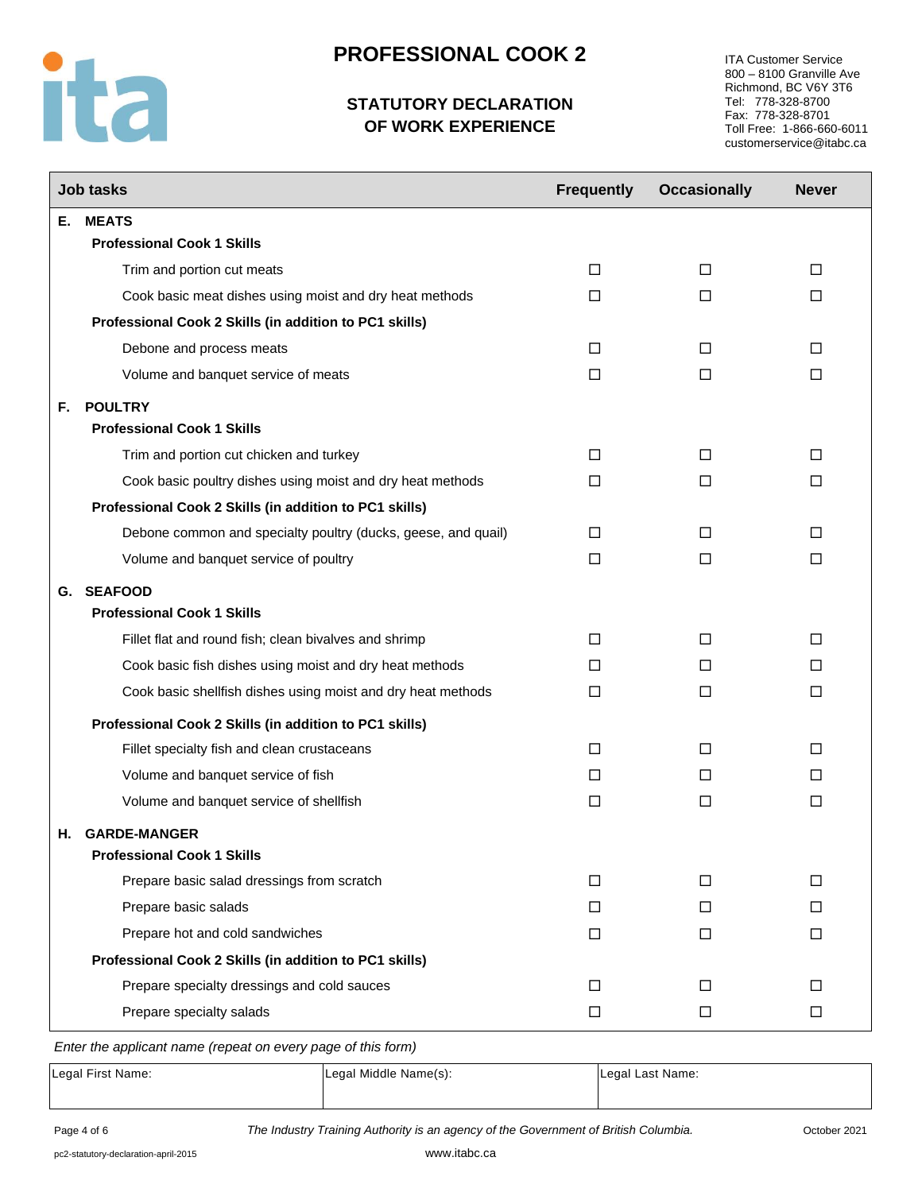# PROFESSIONAL COOK 2

## STATUTORY DECLARATION OF WORK EXPERIENCE

ITA Customer Service
800 – 8100 Granville Ave
Richmond, BC V6Y 3T6
Tel: 778-328-8700
Fax: 778-328-8701
Toll Free: 1-866-660-6011
customerservice@itabc.ca

| Job tasks | Frequently | Occasionally | Never |
|---|---|---|---|
| **E. MEATS** | | | |
| **Professional Cook 1 Skills** | | | |
| Trim and portion cut meats | ☐ | ☐ | ☐ |
| Cook basic meat dishes using moist and dry heat methods | ☐ | ☐ | ☐ |
| **Professional Cook 2 Skills (in addition to PC1 skills)** | | | |
| Debone and process meats | ☐ | ☐ | ☐ |
| Volume and banquet service of meats | ☐ | ☐ | ☐ |
| **F. POULTRY** | | | |
| **Professional Cook 1 Skills** | | | |
| Trim and portion cut chicken and turkey | ☐ | ☐ | ☐ |
| Cook basic poultry dishes using moist and dry heat methods | ☐ | ☐ | ☐ |
| **Professional Cook 2 Skills (in addition to PC1 skills)** | | | |
| Debone common and specialty poultry (ducks, geese, and quail) | ☐ | ☐ | ☐ |
| Volume and banquet service of poultry | ☐ | ☐ | ☐ |
| **G. SEAFOOD** | | | |
| **Professional Cook 1 Skills** | | | |
| Fillet flat and round fish; clean bivalves and shrimp | ☐ | ☐ | ☐ |
| Cook basic fish dishes using moist and dry heat methods | ☐ | ☐ | ☐ |
| Cook basic shellfish dishes using moist and dry heat methods | ☐ | ☐ | ☐ |
| **Professional Cook 2 Skills (in addition to PC1 skills)** | | | |
| Fillet specialty fish and clean crustaceans | ☐ | ☐ | ☐ |
| Volume and banquet service of fish | ☐ | ☐ | ☐ |
| Volume and banquet service of shellfish | ☐ | ☐ | ☐ |
| **H. GARDE-MANGER** | | | |
| **Professional Cook 1 Skills** | | | |
| Prepare basic salad dressings from scratch | ☐ | ☐ | ☐ |
| Prepare basic salads | ☐ | ☐ | ☐ |
| Prepare hot and cold sandwiches | ☐ | ☐ | ☐ |
| **Professional Cook 2 Skills (in addition to PC1 skills)** | | | |
| Prepare specialty dressings and cold sauces | ☐ | ☐ | ☐ |
| Prepare specialty salads | ☐ | ☐ | ☐ |

*Enter the applicant name (repeat on every page of this form)*

| Legal First Name: | Legal Middle Name(s): | Legal Last Name: |
|---|---|---|
| | | |

*The Industry Training Authority is an agency of the Government of British Columbia.*

October 2021

pc2-statutory-declaration-april-2015

www.itabc.ca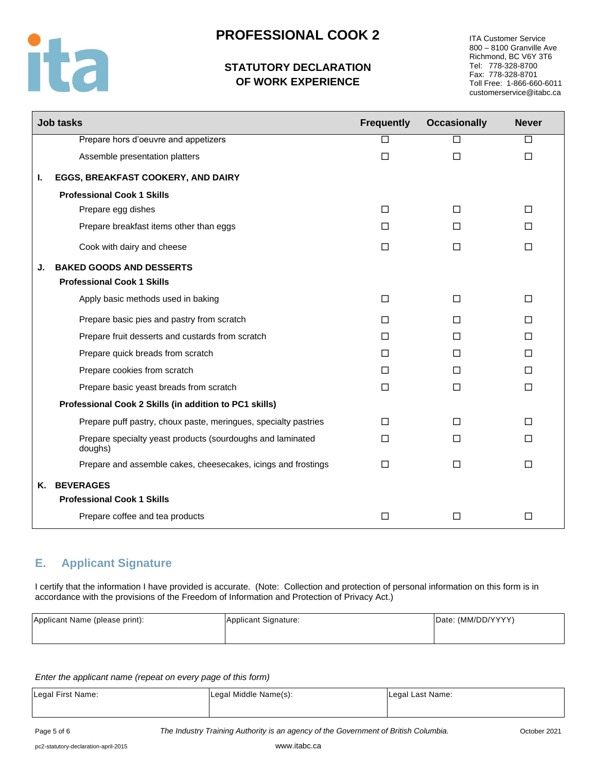# PROFESSIONAL COOK 2

## STATUTORY DECLARATION OF WORK EXPERIENCE

ITA Customer Service
800 – 8100 Granville Ave
Richmond, BC V6Y 3T6
Tel: 778-328-8700
Fax: 778-328-8701
Toll Free: 1-866-660-6011
customerservice@itabc.ca

| Job tasks | Frequently | Occasionally | Never |
|---|---|---|---|
| Prepare hors d'oeuvre and appetizers | ☐ | ☐ | ☐ |
| Assemble presentation platters | ☐ | ☐ | ☐ |
| **I. EGGS, BREAKFAST COOKERY, AND DAIRY** | | | |
| **Professional Cook 1 Skills** | | | |
| Prepare egg dishes | ☐ | ☐ | ☐ |
| Prepare breakfast items other than eggs | ☐ | ☐ | ☐ |
| Cook with dairy and cheese | ☐ | ☐ | ☐ |
| **J. BAKED GOODS AND DESSERTS** | | | |
| **Professional Cook 1 Skills** | | | |
| Apply basic methods used in baking | ☐ | ☐ | ☐ |
| Prepare basic pies and pastry from scratch | ☐ | ☐ | ☐ |
| Prepare fruit desserts and custards from scratch | ☐ | ☐ | ☐ |
| Prepare quick breads from scratch | ☐ | ☐ | ☐ |
| Prepare cookies from scratch | ☐ | ☐ | ☐ |
| Prepare basic yeast breads from scratch | ☐ | ☐ | ☐ |
| **Professional Cook 2 Skills (in addition to PC1 skills)** | | | |
| Prepare puff pastry, choux paste, meringues, specialty pastries | ☐ | ☐ | ☐ |
| Prepare specialty yeast products (sourdoughs and laminated doughs) | ☐ | ☐ | ☐ |
| Prepare and assemble cakes, cheesecakes, icings and frostings | ☐ | ☐ | ☐ |
| **K. BEVERAGES** | | | |
| **Professional Cook 1 Skills** | | | |
| Prepare coffee and tea products | ☐ | ☐ | ☐ |

## E. Applicant Signature

I certify that the information I have provided is accurate. (Note: Collection and protection of personal information on this form is in accordance with the provisions of the Freedom of Information and Protection of Privacy Act.)

| Applicant Name (please print): | Applicant Signature: | Date: (MM/DD/YYYY) |
|---|---|---|
| | | |

*Enter the applicant name (repeat on every page of this form)*

| Legal First Name: | Legal Middle Name(s): | Legal Last Name: |
|---|---|---|
| | | |

*The Industry Training Authority is an agency of the Government of British Columbia.*

October 2021

pc2-statutory-declaration-april-2015

www.itabc.ca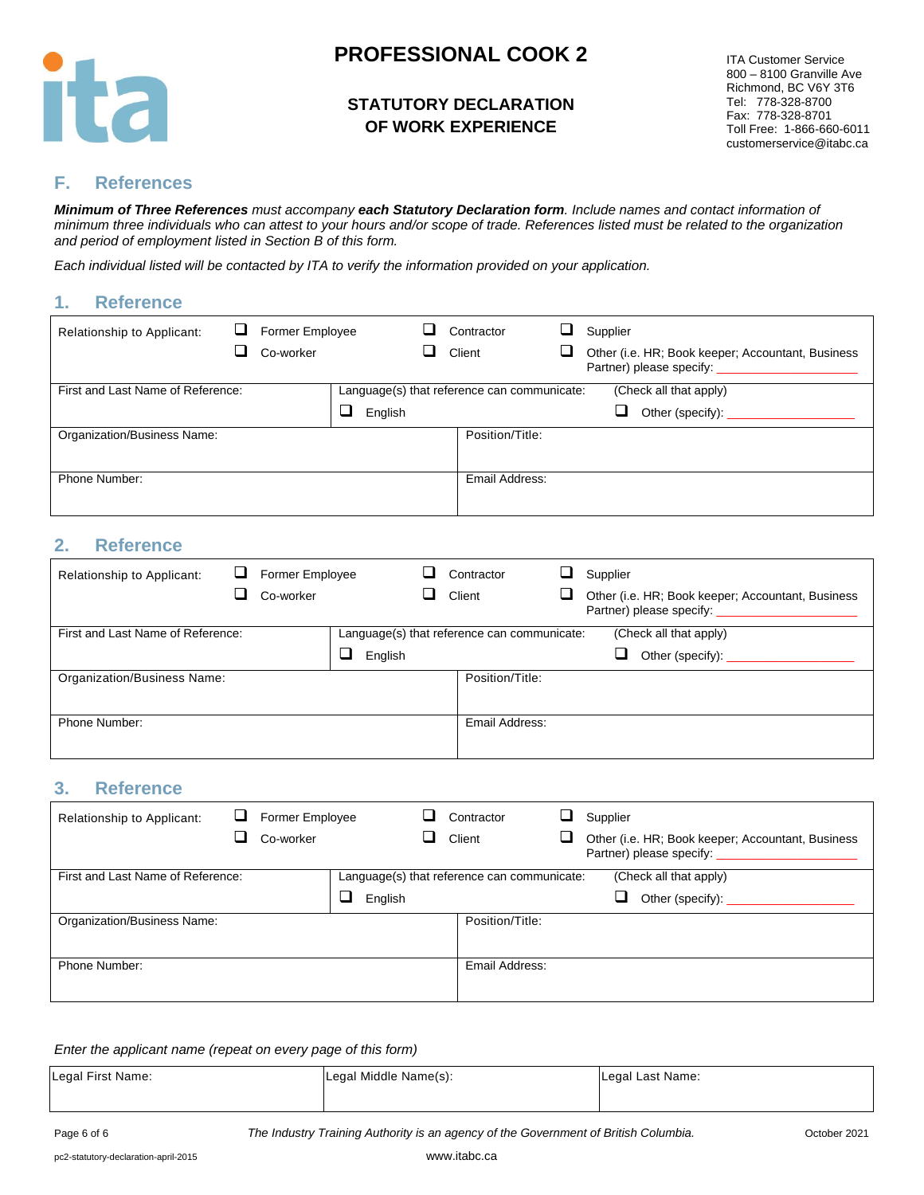# PROFESSIONAL COOK 2

## STATUTORY DECLARATION OF WORK EXPERIENCE

ITA Customer Service
800 – 8100 Granville Ave
Richmond, BC V6Y 3T6
Tel: 778-328-8700
Fax: 778-328-8701
Toll Free: 1-866-660-6011
customerservice@itabc.ca

## F. References

***Minimum of Three References** must accompany **each Statutory Declaration form**. Include names and contact information of minimum three individuals who can attest to your hours and/or scope of trade. References listed must be related to the organization and period of employment listed in Section B of this form.*

*Each individual listed will be contacted by ITA to verify the information provided on your application.*

### 1. Reference

| | | |
|---|---|---|
| Relationship to Applicant: | ❑ Former Employee ❑ Co-worker ❑ Contractor ❑ Client | ❑ Supplier ❑ Other (i.e. HR; Book keeper; Accountant, Business Partner) please specify: ______ |
| First and Last Name of Reference: | Language(s) that reference can communicate: ❑ English | (Check all that apply) ❑ Other (specify): ______ |
| Organization/Business Name: | Position/Title: | |
| Phone Number: | Email Address: | |

### 2. Reference

| | | |
|---|---|---|
| Relationship to Applicant: | ❑ Former Employee ❑ Co-worker ❑ Contractor ❑ Client | ❑ Supplier ❑ Other (i.e. HR; Book keeper; Accountant, Business Partner) please specify: ______ |
| First and Last Name of Reference: | Language(s) that reference can communicate: ❑ English | (Check all that apply) ❑ Other (specify): ______ |
| Organization/Business Name: | Position/Title: | |
| Phone Number: | Email Address: | |

### 3. Reference

| | | |
|---|---|---|
| Relationship to Applicant: | ❑ Former Employee ❑ Co-worker ❑ Contractor ❑ Client | ❑ Supplier ❑ Other (i.e. HR; Book keeper; Accountant, Business Partner) please specify: ______ |
| First and Last Name of Reference: | Language(s) that reference can communicate: ❑ English | (Check all that apply) ❑ Other (specify): ______ |
| Organization/Business Name: | Position/Title: | |
| Phone Number: | Email Address: | |

*Enter the applicant name (repeat on every page of this form)*

| Legal First Name: | Legal Middle Name(s): | Legal Last Name: |
|---|---|---|
| | | |

*The Industry Training Authority is an agency of the Government of British Columbia.*

October 2021

pc2-statutory-declaration-april-2015

www.itabc.ca